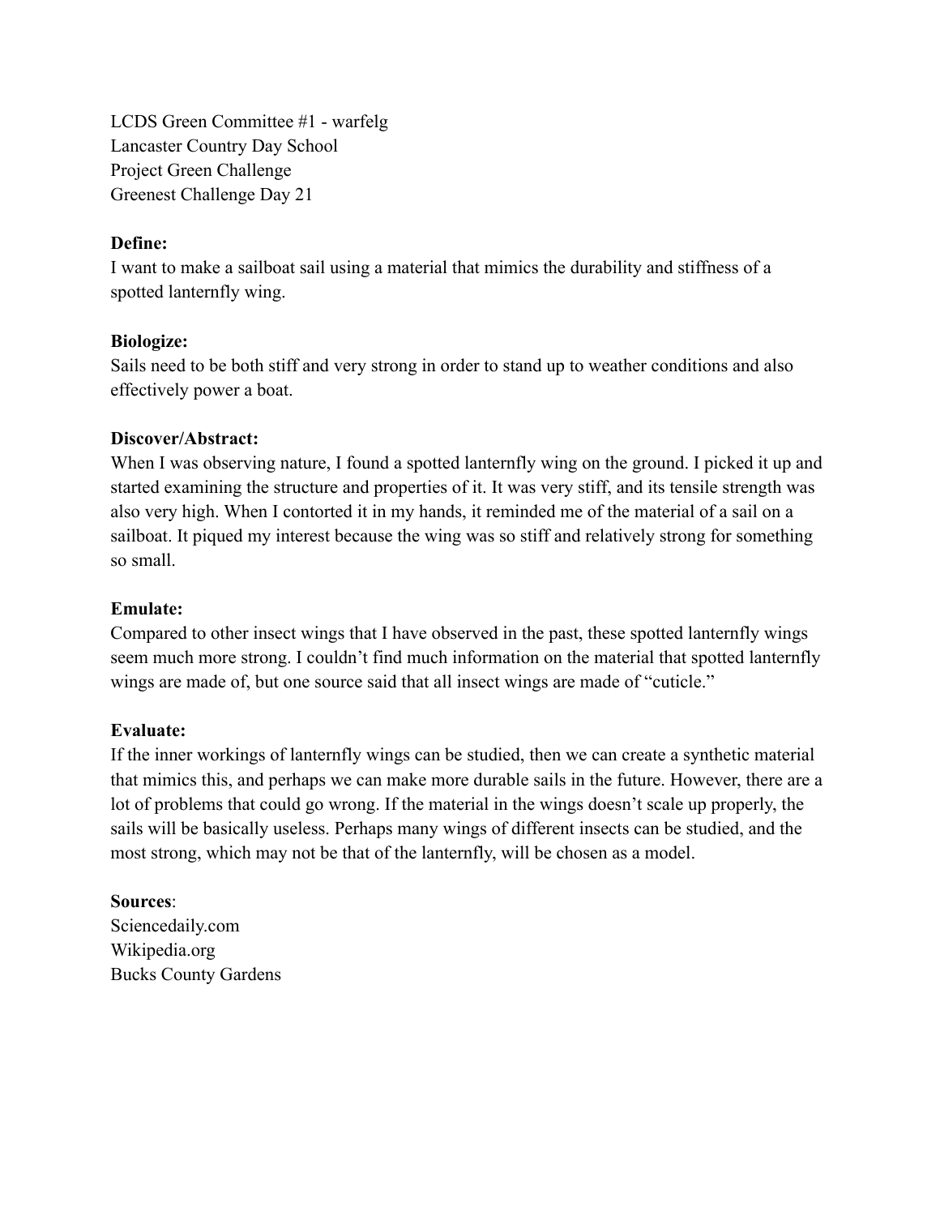LCDS Green Committee #1 - warfelg
Lancaster Country Day School
Project Green Challenge
Greenest Challenge Day 21

**Define:**
I want to make a sailboat sail using a material that mimics the durability and stiffness of a spotted lanternfly wing.

**Biologize:**
Sails need to be both stiff and very strong in order to stand up to weather conditions and also effectively power a boat.

**Discover/Abstract:**
When I was observing nature, I found a spotted lanternfly wing on the ground. I picked it up and started examining the structure and properties of it. It was very stiff, and its tensile strength was also very high. When I contorted it in my hands, it reminded me of the material of a sail on a sailboat. It piqued my interest because the wing was so stiff and relatively strong for something so small.

**Emulate:**
Compared to other insect wings that I have observed in the past, these spotted lanternfly wings seem much more strong. I couldn't find much information on the material that spotted lanternfly wings are made of, but one source said that all insect wings are made of "cuticle."

**Evaluate:**
If the inner workings of lanternfly wings can be studied, then we can create a synthetic material that mimics this, and perhaps we can make more durable sails in the future. However, there are a lot of problems that could go wrong. If the material in the wings doesn't scale up properly, the sails will be basically useless. Perhaps many wings of different insects can be studied, and the most strong, which may not be that of the lanternfly, will be chosen as a model.

**Sources**:
Sciencedaily.com
Wikipedia.org
Bucks County Gardens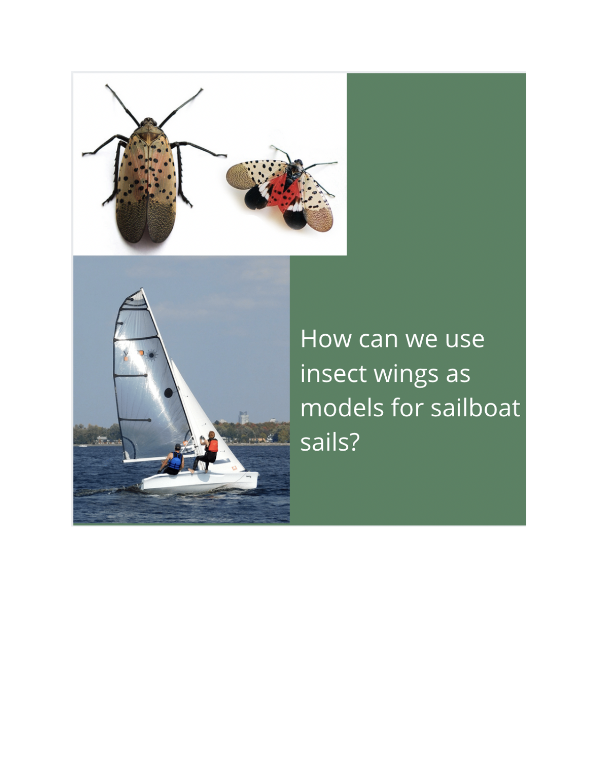How can we use insect wings as models for sailboat sails?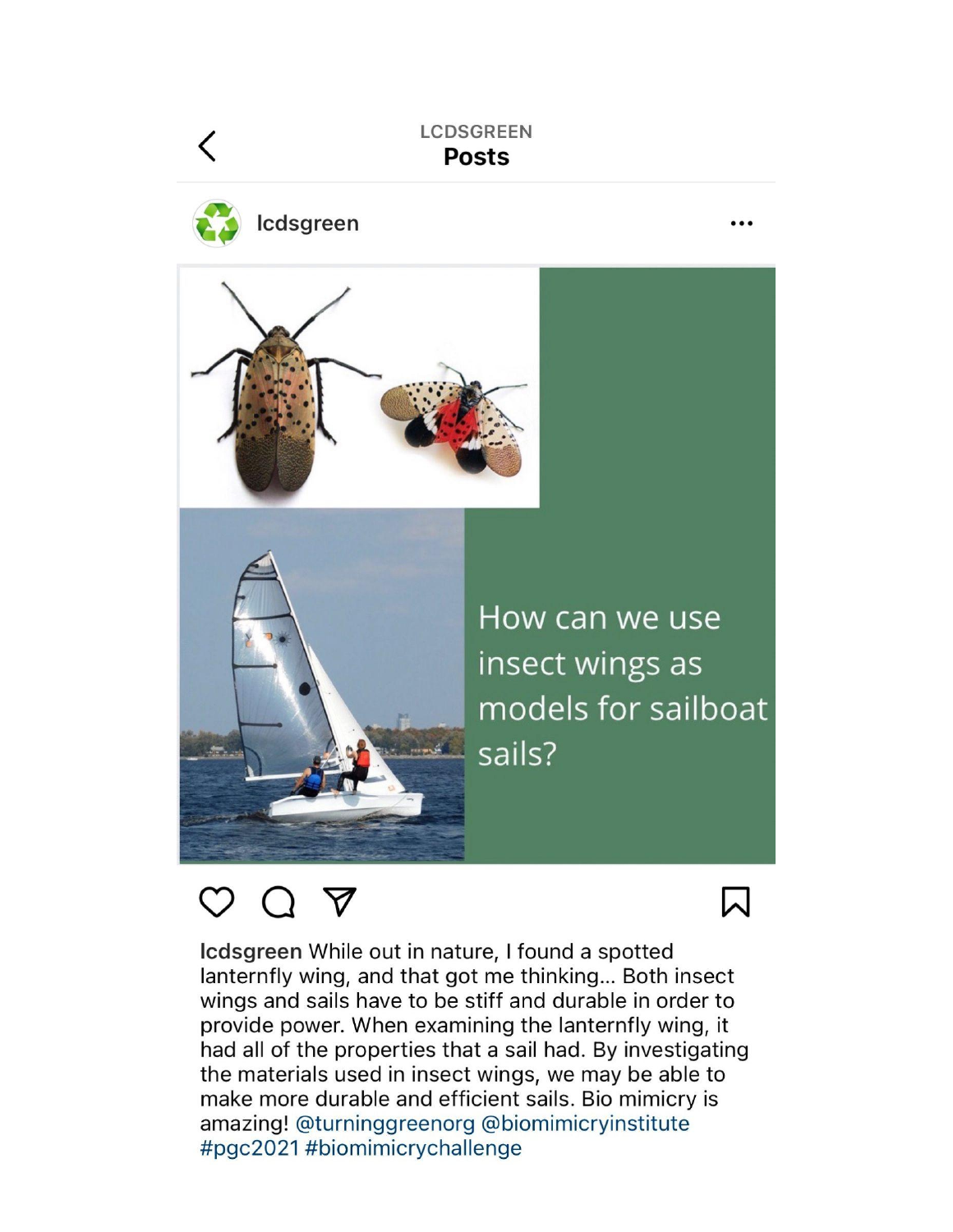LCDSGREEN

**Posts**

lcdsgreen

How can we use insect wings as models for sailboat sails?

**lcdsgreen** While out in nature, I found a spotted lanternfly wing, and that got me thinking... Both insect wings and sails have to be stiff and durable in order to provide power. When examining the lanternfly wing, it had all of the properties that a sail had. By investigating the materials used in insect wings, we may be able to make more durable and efficient sails. Bio mimicry is amazing! @turninggreenorg @biomimicryinstitute #pgc2021 #biomimicrychallenge